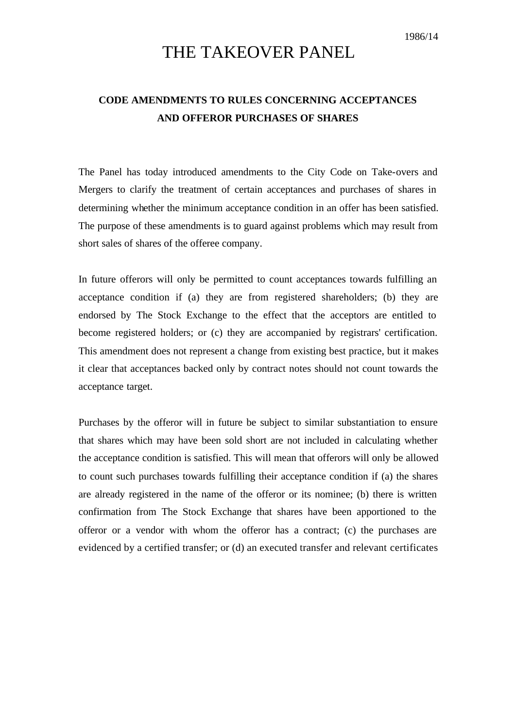1986/14

# THE TAKEOVER PANEL

## CODE AMENDMENTS TO RULES CONCERNING ACCEPTANCES AND OFFEROR PURCHASES OF SHARES

The Panel has today introduced amendments to the City Code on Take-overs and Mergers to clarify the treatment of certain acceptances and purchases of shares in determining whether the minimum acceptance condition in an offer has been satisfied. The purpose of these amendments is to guard against problems which may result from short sales of shares of the offeree company.

In future offerors will only be permitted to count acceptances towards fulfilling an acceptance condition if (a) they are from registered shareholders; (b) they are endorsed by The Stock Exchange to the effect that the acceptors are entitled to become registered holders; or (c) they are accompanied by registrars' certification. This amendment does not represent a change from existing best practice, but it makes it clear that acceptances backed only by contract notes should not count towards the acceptance target.

Purchases by the offeror will in future be subject to similar substantiation to ensure that shares which may have been sold short are not included in calculating whether the acceptance condition is satisfied. This will mean that offerors will only be allowed to count such purchases towards fulfilling their acceptance condition if (a) the shares are already registered in the name of the offeror or its nominee; (b) there is written confirmation from The Stock Exchange that shares have been apportioned to the offeror or a vendor with whom the offeror has a contract; (c) the purchases are evidenced by a certified transfer; or (d) an executed transfer and relevant certificates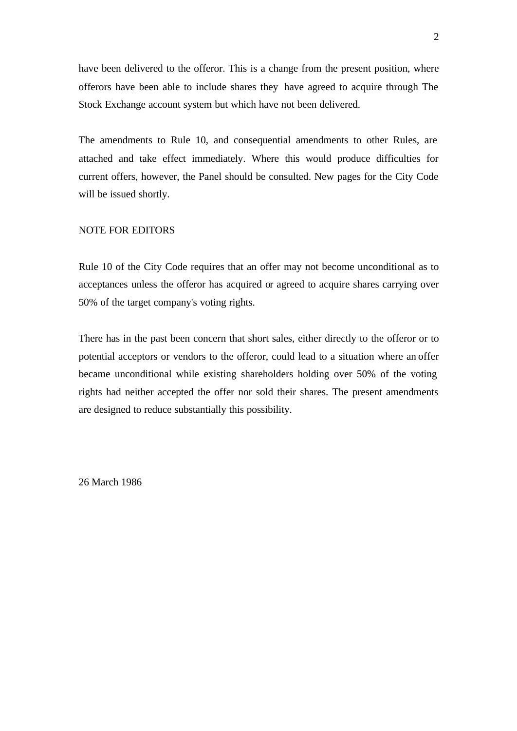have been delivered to the offeror. This is a change from the present position, where offerors have been able to include shares they have agreed to acquire through The Stock Exchange account system but which have not been delivered.

The amendments to Rule 10, and consequential amendments to other Rules, are attached and take effect immediately. Where this would produce difficulties for current offers, however, the Panel should be consulted. New pages for the City Code will be issued shortly.

NOTE FOR EDITORS

Rule 10 of the City Code requires that an offer may not become unconditional as to acceptances unless the offeror has acquired or agreed to acquire shares carrying over 50% of the target company's voting rights.

There has in the past been concern that short sales, either directly to the offeror or to potential acceptors or vendors to the offeror, could lead to a situation where an offer became unconditional while existing shareholders holding over 50% of the voting rights had neither accepted the offer nor sold their shares. The present amendments are designed to reduce substantially this possibility.

26 March 1986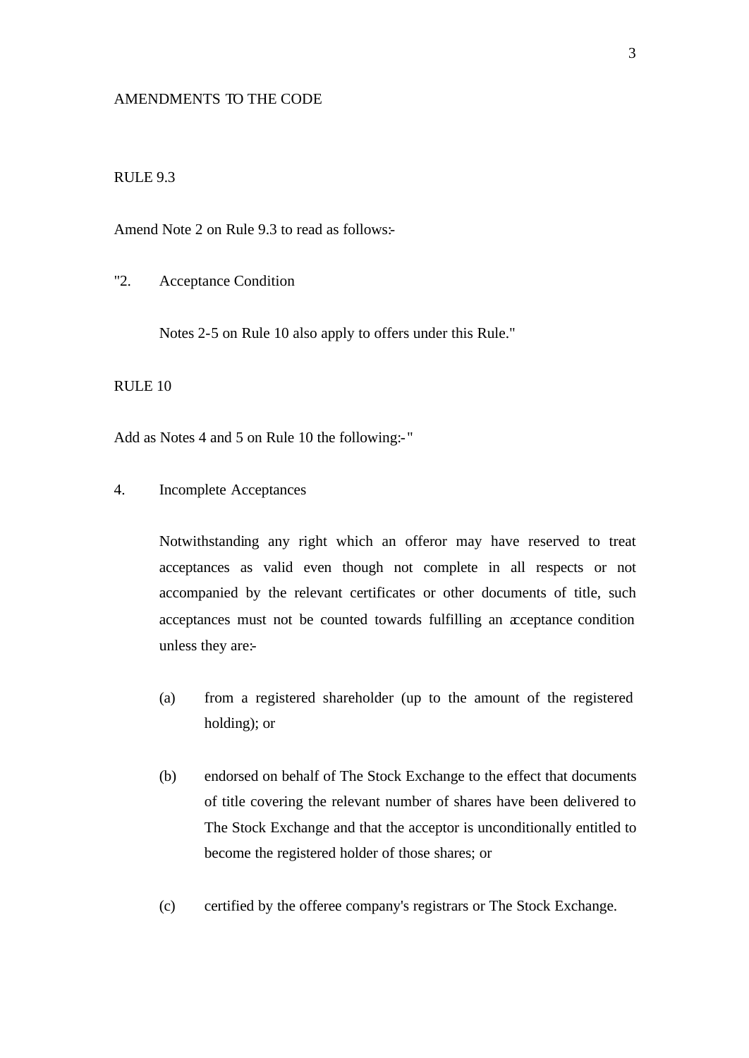AMENDMENTS TO THE CODE

RULE 9.3

Amend Note 2 on Rule 9.3 to read as follows:-

"2. Acceptance Condition

Notes 2-5 on Rule 10 also apply to offers under this Rule."

RULE 10

Add as Notes 4 and 5 on Rule 10 the following:- "

4. Incomplete Acceptances

Notwithstanding any right which an offeror may have reserved to treat acceptances as valid even though not complete in all respects or not accompanied by the relevant certificates or other documents of title, such acceptances must not be counted towards fulfilling an acceptance condition unless they are:-

(a) from a registered shareholder (up to the amount of the registered holding); or

(b) endorsed on behalf of The Stock Exchange to the effect that documents of title covering the relevant number of shares have been delivered to The Stock Exchange and that the acceptor is unconditionally entitled to become the registered holder of those shares; or

(c) certified by the offeree company's registrars or The Stock Exchange.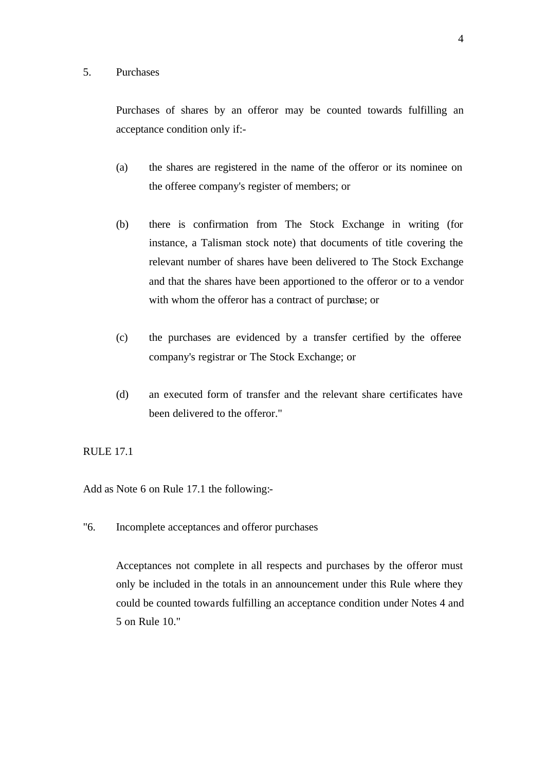5. Purchases

Purchases of shares by an offeror may be counted towards fulfilling an acceptance condition only if:-

(a) the shares are registered in the name of the offeror or its nominee on the offeree company's register of members; or

(b) there is confirmation from The Stock Exchange in writing (for instance, a Talisman stock note) that documents of title covering the relevant number of shares have been delivered to The Stock Exchange and that the shares have been apportioned to the offeror or to a vendor with whom the offeror has a contract of purchase; or

(c) the purchases are evidenced by a transfer certified by the offeree company's registrar or The Stock Exchange; or

(d) an executed form of transfer and the relevant share certificates have been delivered to the offeror."

RULE 17.1

Add as Note 6 on Rule 17.1 the following:-

"6. Incomplete acceptances and offeror purchases

Acceptances not complete in all respects and purchases by the offeror must only be included in the totals in an announcement under this Rule where they could be counted towards fulfilling an acceptance condition under Notes 4 and 5 on Rule 10."